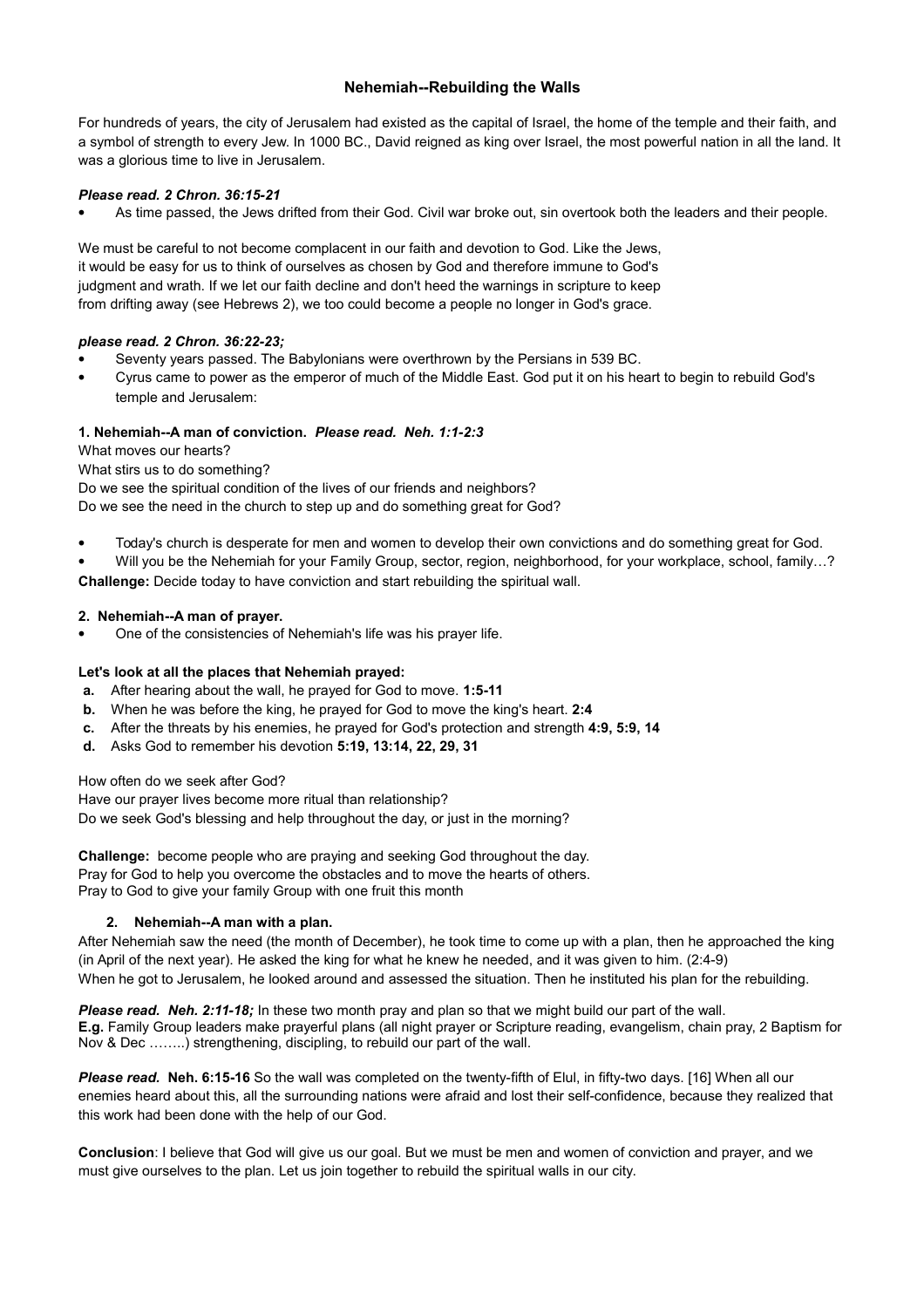# Nehemiah--Rebuilding the Walls

For hundreds of years, the city of Jerusalem had existed as the capital of Israel, the home of the temple and their faith, and a symbol of strength to every Jew. In 1000 BC., David reigned as king over Israel, the most powerful nation in all the land. It was a glorious time to live in Jerusalem.

***Please read. 2 Chron. 36:15-21***

- As time passed, the Jews drifted from their God. Civil war broke out, sin overtook both the leaders and their people.

We must be careful to not become complacent in our faith and devotion to God. Like the Jews, it would be easy for us to think of ourselves as chosen by God and therefore immune to God's judgment and wrath. If we let our faith decline and don't heed the warnings in scripture to keep from drifting away (see Hebrews 2), we too could become a people no longer in God's grace.

***please read. 2 Chron. 36:22-23;***

- Seventy years passed. The Babylonians were overthrown by the Persians in 539 BC.
- Cyrus came to power as the emperor of much of the Middle East. God put it on his heart to begin to rebuild God's temple and Jerusalem:

**1. Nehemiah--A man of conviction.** ***Please read. Neh. 1:1-2:3***

What moves our hearts?
What stirs us to do something?
Do we see the spiritual condition of the lives of our friends and neighbors?
Do we see the need in the church to step up and do something great for God?

- Today's church is desperate for men and women to develop their own convictions and do something great for God.
- Will you be the Nehemiah for your Family Group, sector, region, neighborhood, for your workplace, school, family…?

**Challenge:** Decide today to have conviction and start rebuilding the spiritual wall.

**2. Nehemiah--A man of prayer.**

- One of the consistencies of Nehemiah's life was his prayer life.

**Let's look at all the places that Nehemiah prayed:**

**a.** After hearing about the wall, he prayed for God to move. **1:5-11**
**b.** When he was before the king, he prayed for God to move the king's heart. **2:4**
**c.** After the threats by his enemies, he prayed for God's protection and strength **4:9, 5:9, 14**
**d.** Asks God to remember his devotion **5:19, 13:14, 22, 29, 31**

How often do we seek after God?
Have our prayer lives become more ritual than relationship?
Do we seek God's blessing and help throughout the day, or just in the morning?

**Challenge:** become people who are praying and seeking God throughout the day.
Pray for God to help you overcome the obstacles and to move the hearts of others.
Pray to God to give your family Group with one fruit this month

**2. Nehemiah--A man with a plan.**

After Nehemiah saw the need (the month of December), he took time to come up with a plan, then he approached the king (in April of the next year). He asked the king for what he knew he needed, and it was given to him. (2:4-9)
When he got to Jerusalem, he looked around and assessed the situation. Then he instituted his plan for the rebuilding.

***Please read. Neh. 2:11-18;*** In these two month pray and plan so that we might build our part of the wall.
**E.g.** Family Group leaders make prayerful plans (all night prayer or Scripture reading, evangelism, chain pray, 2 Baptism for Nov & Dec ……..) strengthening, discipling, to rebuild our part of the wall.

***Please read.*** **Neh. 6:15-16** So the wall was completed on the twenty-fifth of Elul, in fifty-two days. [16] When all our enemies heard about this, all the surrounding nations were afraid and lost their self-confidence, because they realized that this work had been done with the help of our God.

**Conclusion**: I believe that God will give us our goal. But we must be men and women of conviction and prayer, and we must give ourselves to the plan. Let us join together to rebuild the spiritual walls in our city.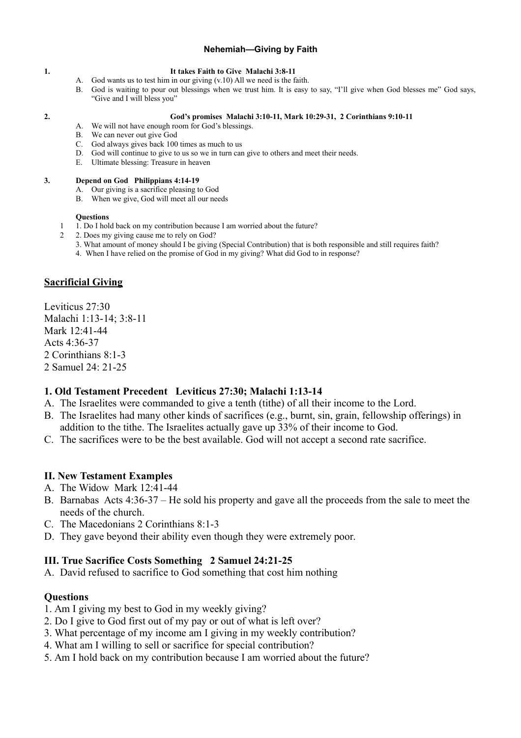### Nehemiah—Giving by Faith

**1. It takes Faith to Give Malachi 3:8-11**

A. God wants us to test him in our giving (v.10) All we need is the faith.
B. God is waiting to pour out blessings when we trust him. It is easy to say, "I'll give when God blesses me" God says, "Give and I will bless you"

**2. God's promises Malachi 3:10-11, Mark 10:29-31, 2 Corinthians 9:10-11**

A. We will not have enough room for God's blessings.
B. We can never out give God
C. God always gives back 100 times as much to us
D. God will continue to give to us so we in turn can give to others and meet their needs.
E. Ultimate blessing: Treasure in heaven

**3. Depend on God Philippians 4:14-19**

A. Our giving is a sacrifice pleasing to God
B. When we give, God will meet all our needs

**Questions**

1. Do I hold back on my contribution because I am worried about the future?
2. Does my giving cause me to rely on God?
3. What amount of money should I be giving (Special Contribution) that is both responsible and still requires faith?
4. When I have relied on the promise of God in my giving? What did God to in response?

## Sacrificial Giving

Leviticus 27:30
Malachi 1:13-14; 3:8-11
Mark 12:41-44
Acts 4:36-37
2 Corinthians 8:1-3
2 Samuel 24: 21-25

### 1. Old Testament Precedent Leviticus 27:30; Malachi 1:13-14

A. The Israelites were commanded to give a tenth (tithe) of all their income to the Lord.
B. The Israelites had many other kinds of sacrifices (e.g., burnt, sin, grain, fellowship offerings) in addition to the tithe. The Israelites actually gave up 33% of their income to God.
C. The sacrifices were to be the best available. God will not accept a second rate sacrifice.

### II. New Testament Examples

A. The Widow Mark 12:41-44
B. Barnabas Acts 4:36-37 – He sold his property and gave all the proceeds from the sale to meet the needs of the church.
C. The Macedonians 2 Corinthians 8:1-3
D. They gave beyond their ability even though they were extremely poor.

### III. True Sacrifice Costs Something 2 Samuel 24:21-25

A. David refused to sacrifice to God something that cost him nothing

### Questions

1. Am I giving my best to God in my weekly giving?
2. Do I give to God first out of my pay or out of what is left over?
3. What percentage of my income am I giving in my weekly contribution?
4. What am I willing to sell or sacrifice for special contribution?
5. Am I hold back on my contribution because I am worried about the future?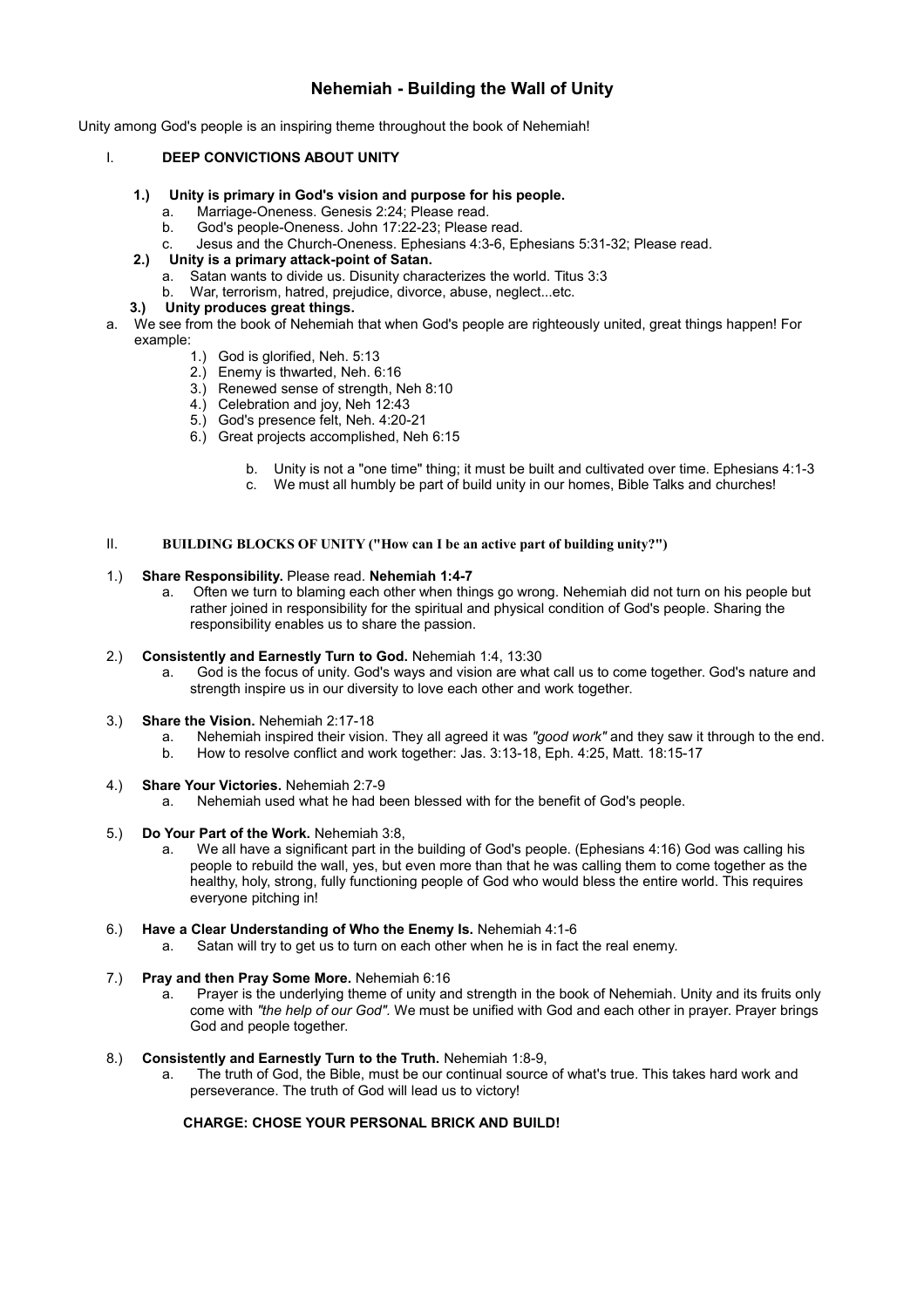# Nehemiah - Building the Wall of Unity

Unity among God's people is an inspiring theme throughout the book of Nehemiah!

## I. DEEP CONVICTIONS ABOUT UNITY

**1.) Unity is primary in God's vision and purpose for his people.**

a. Marriage-Oneness. Genesis 2:24; Please read.

b. God's people-Oneness. John 17:22-23; Please read.

c. Jesus and the Church-Oneness. Ephesians 4:3-6, Ephesians 5:31-32; Please read.

**2.) Unity is a primary attack-point of Satan.**

a. Satan wants to divide us. Disunity characterizes the world. Titus 3:3

b. War, terrorism, hatred, prejudice, divorce, abuse, neglect...etc.

**3.) Unity produces great things.**

a. We see from the book of Nehemiah that when God's people are righteously united, great things happen! For example:

1.) God is glorified, Neh. 5:13
2.) Enemy is thwarted, Neh. 6:16
3.) Renewed sense of strength, Neh 8:10
4.) Celebration and joy, Neh 12:43
5.) God's presence felt, Neh. 4:20-21
6.) Great projects accomplished, Neh 6:15

b. Unity is not a "one time" thing; it must be built and cultivated over time. Ephesians 4:1-3

c. We must all humbly be part of build unity in our homes, Bible Talks and churches!

## II. BUILDING BLOCKS OF UNITY ("How can I be an active part of building unity?")

1.) **Share Responsibility.** Please read. **Nehemiah 1:4-7**

a. Often we turn to blaming each other when things go wrong. Nehemiah did not turn on his people but rather joined in responsibility for the spiritual and physical condition of God's people. Sharing the responsibility enables us to share the passion.

2.) **Consistently and Earnestly Turn to God.** Nehemiah 1:4, 13:30

a. God is the focus of unity. God's ways and vision are what call us to come together. God's nature and strength inspire us in our diversity to love each other and work together.

3.) **Share the Vision.** Nehemiah 2:17-18

a. Nehemiah inspired their vision. They all agreed it was *"good work"* and they saw it through to the end.

b. How to resolve conflict and work together: Jas. 3:13-18, Eph. 4:25, Matt. 18:15-17

4.) **Share Your Victories.** Nehemiah 2:7-9

a. Nehemiah used what he had been blessed with for the benefit of God's people.

5.) **Do Your Part of the Work.** Nehemiah 3:8,

a. We all have a significant part in the building of God's people. (Ephesians 4:16) God was calling his people to rebuild the wall, yes, but even more than that he was calling them to come together as the healthy, holy, strong, fully functioning people of God who would bless the entire world. This requires everyone pitching in!

6.) **Have a Clear Understanding of Who the Enemy Is.** Nehemiah 4:1-6

a. Satan will try to get us to turn on each other when he is in fact the real enemy.

7.) **Pray and then Pray Some More.** Nehemiah 6:16

a. Prayer is the underlying theme of unity and strength in the book of Nehemiah. Unity and its fruits only come with *"the help of our God".* We must be unified with God and each other in prayer. Prayer brings God and people together.

8.) **Consistently and Earnestly Turn to the Truth.** Nehemiah 1:8-9,

a. The truth of God, the Bible, must be our continual source of what's true. This takes hard work and perseverance. The truth of God will lead us to victory!

**CHARGE: CHOSE YOUR PERSONAL BRICK AND BUILD!**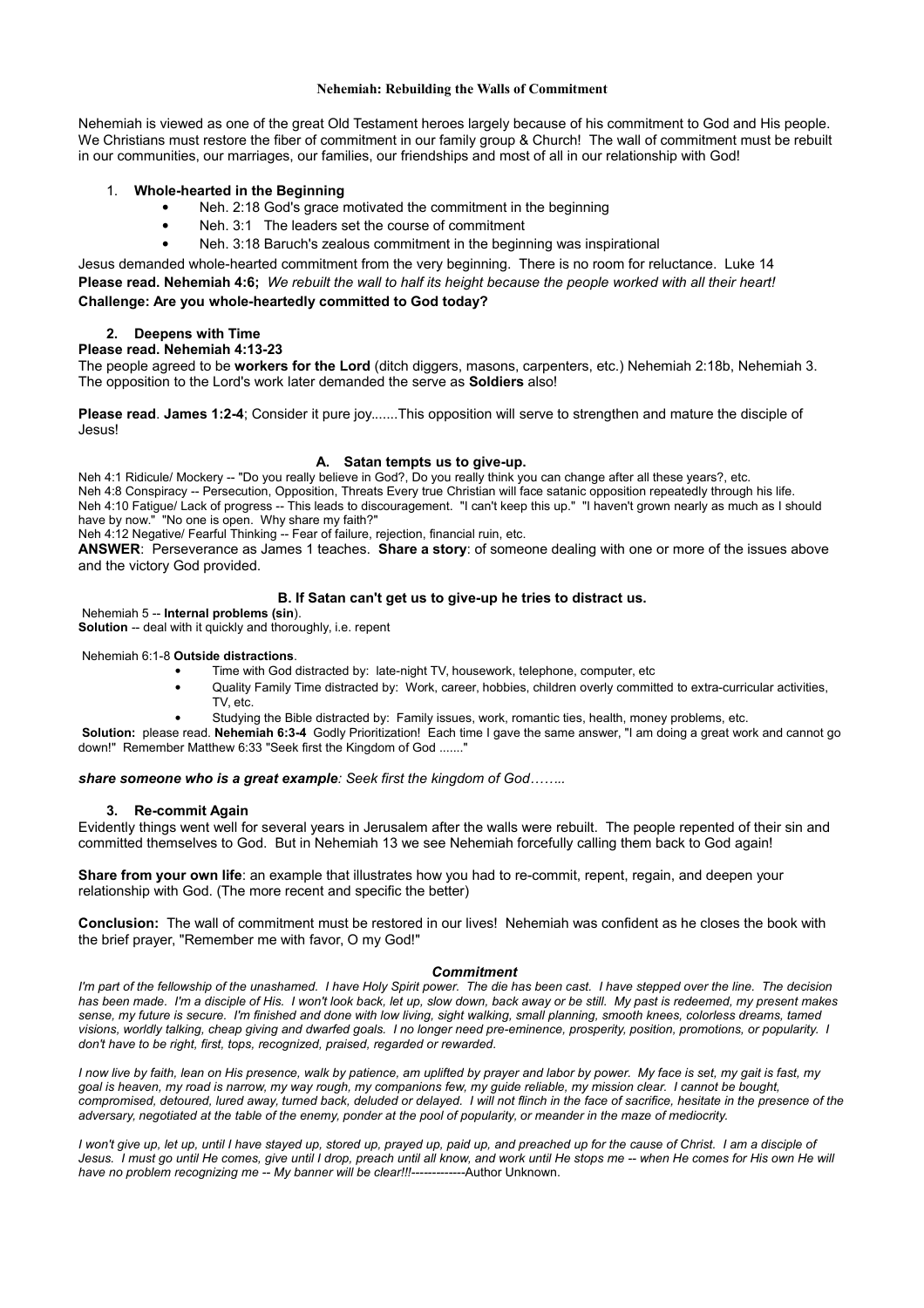# Nehemiah: Rebuilding the Walls of Commitment

Nehemiah is viewed as one of the great Old Testament heroes largely because of his commitment to God and His people. We Christians must restore the fiber of commitment in our family group & Church! The wall of commitment must be rebuilt in our communities, our marriages, our families, our friendships and most of all in our relationship with God!

1. **Whole-hearted in the Beginning**
   - Neh. 2:18 God's grace motivated the commitment in the beginning
   - Neh. 3:1 The leaders set the course of commitment
   - Neh. 3:18 Baruch's zealous commitment in the beginning was inspirational

Jesus demanded whole-hearted commitment from the very beginning. There is no room for reluctance. Luke 14

**Please read. Nehemiah 4:6;** *We rebuilt the wall to half its height because the people worked with all their heart!*

**Challenge: Are you whole-heartedly committed to God today?**

2. **Deepens with Time**

**Please read. Nehemiah 4:13-23**

The people agreed to be **workers for the Lord** (ditch diggers, masons, carpenters, etc.) Nehemiah 2:18b, Nehemiah 3. The opposition to the Lord's work later demanded the serve as **Soldiers** also!

**Please read**. **James 1:2-4**; Consider it pure joy.......This opposition will serve to strengthen and mature the disciple of Jesus!

### A. Satan tempts us to give-up.

Neh 4:1 Ridicule/ Mockery -- "Do you really believe in God?, Do you really think you can change after all these years?, etc.
Neh 4:8 Conspiracy -- Persecution, Opposition, Threats Every true Christian will face satanic opposition repeatedly through his life.
Neh 4:10 Fatigue/ Lack of progress -- This leads to discouragement. "I can't keep this up." "I haven't grown nearly as much as I should have by now." "No one is open. Why share my faith?"
Neh 4:12 Negative/ Fearful Thinking -- Fear of failure, rejection, financial ruin, etc.

**ANSWER**: Perseverance as James 1 teaches. **Share a story**: of someone dealing with one or more of the issues above and the victory God provided.

### B. If Satan can't get us to give-up he tries to distract us.

Nehemiah 5 -- **Internal problems (sin**).
**Solution** -- deal with it quickly and thoroughly, i.e. repent

Nehemiah 6:1-8 **Outside distractions**.

- Time with God distracted by: late-night TV, housework, telephone, computer, etc
- Quality Family Time distracted by: Work, career, hobbies, children overly committed to extra-curricular activities, TV, etc.
- Studying the Bible distracted by: Family issues, work, romantic ties, health, money problems, etc.

**Solution:** please read. **Nehemiah 6:3-4** Godly Prioritization! Each time I gave the same answer, "I am doing a great work and cannot go down!" Remember Matthew 6:33 "Seek first the Kingdom of God ......."

***share someone who is a great example****: Seek first the kingdom of God……..*

3. **Re-commit Again**

Evidently things went well for several years in Jerusalem after the walls were rebuilt. The people repented of their sin and committed themselves to God. But in Nehemiah 13 we see Nehemiah forcefully calling them back to God again!

**Share from your own life**: an example that illustrates how you had to re-commit, repent, regain, and deepen your relationship with God. (The more recent and specific the better)

**Conclusion:** The wall of commitment must be restored in our lives! Nehemiah was confident as he closes the book with the brief prayer, "Remember me with favor, O my God!"

### *Commitment*

*I'm part of the fellowship of the unashamed. I have Holy Spirit power. The die has been cast. I have stepped over the line. The decision has been made. I'm a disciple of His. I won't look back, let up, slow down, back away or be still. My past is redeemed, my present makes sense, my future is secure. I'm finished and done with low living, sight walking, small planning, smooth knees, colorless dreams, tamed visions, worldly talking, cheap giving and dwarfed goals. I no longer need pre-eminence, prosperity, position, promotions, or popularity. I don't have to be right, first, tops, recognized, praised, regarded or rewarded.*

*I now live by faith, lean on His presence, walk by patience, am uplifted by prayer and labor by power. My face is set, my gait is fast, my goal is heaven, my road is narrow, my way rough, my companions few, my guide reliable, my mission clear. I cannot be bought, compromised, detoured, lured away, turned back, deluded or delayed. I will not flinch in the face of sacrifice, hesitate in the presence of the adversary, negotiated at the table of the enemy, ponder at the pool of popularity, or meander in the maze of mediocrity.*

*I won't give up, let up, until I have stayed up, stored up, prayed up, paid up, and preached up for the cause of Christ. I am a disciple of Jesus. I must go until He comes, give until I drop, preach until all know, and work until He stops me -- when He comes for His own He will have no problem recognizing me -- My banner will be clear!!!*-------------Author Unknown.